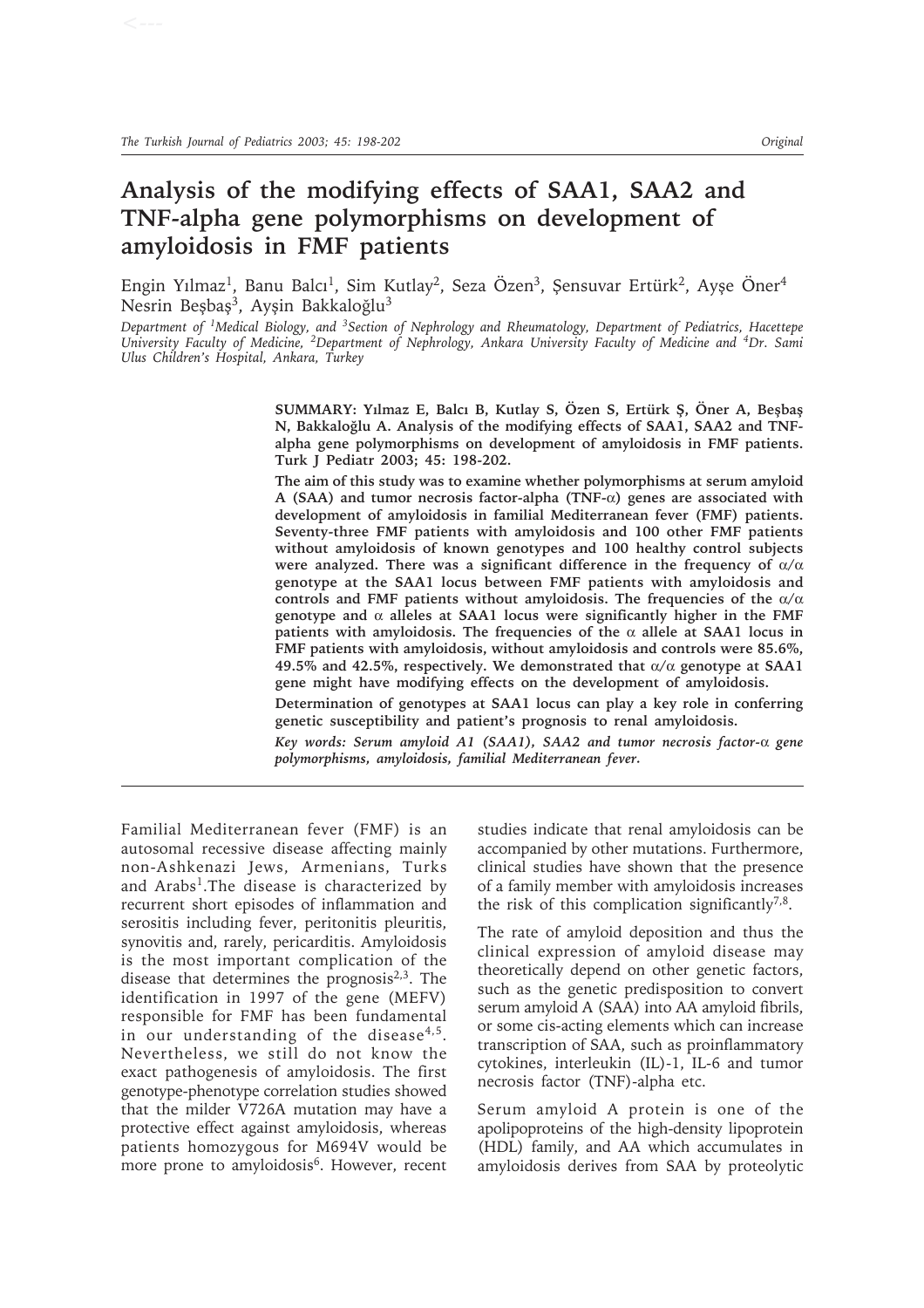Original

# Analysis of the modifying effects of SAA1, SAA2 and TNF-alpha gene polymorphisms on development of amyloidosis in FMF patients

Engin Yılmaz[1], Banu Balcı[1], Sim Kutlay[2], Seza Özen[3], Şensuvar Ertürk[2], Ayşe Öner[4] Nesrin Beşbaş[3], Ayşin Bakkaloğlu[3]

*Department of [1]Medical Biology, and [3]Section of Nephrology and Rheumatology, Department of Pediatrics, Hacettepe University Faculty of Medicine, [2]Department of Nephrology, Ankara University Faculty of Medicine and [4]Dr. Sami Ulus Children's Hospital, Ankara, Turkey*

**SUMMARY: Yılmaz E, Balcı B, Kutlay S, Özen S, Ertürk Ş, Öner A, Beşbaş N, Bakkaloğlu A. Analysis of the modifying effects of SAA1, SAA2 and TNF-alpha gene polymorphisms on development of amyloidosis in FMF patients. Turk J Pediatr 2003; 45: 198-202.**

**The aim of this study was to examine whether polymorphisms at serum amyloid A (SAA) and tumor necrosis factor-alpha (TNF-$\alpha$) genes are associated with development of amyloidosis in familial Mediterranean fever (FMF) patients. Seventy-three FMF patients with amyloidosis and 100 other FMF patients without amyloidosis of known genotypes and 100 healthy control subjects were analyzed. There was a significant difference in the frequency of $\alpha/\alpha$ genotype at the SAA1 locus between FMF patients with amyloidosis and controls and FMF patients without amyloidosis. The frequencies of the $\alpha/\alpha$ genotype and $\alpha$ alleles at SAA1 locus were significantly higher in the FMF patients with amyloidosis. The frequencies of the $\alpha$ allele at SAA1 locus in FMF patients with amyloidosis, without amyloidosis and controls were 85.6%, 49.5% and 42.5%, respectively. We demonstrated that $\alpha/\alpha$ genotype at SAA1 gene might have modifying effects on the development of amyloidosis.**

**Determination of genotypes at SAA1 locus can play a key role in conferring genetic susceptibility and patient's prognosis to renal amyloidosis.**

***Key words: Serum amyloid A1 (SAA1), SAA2 and tumor necrosis factor-$\alpha$ gene polymorphisms, amyloidosis, familial Mediterranean fever.***

Familial Mediterranean fever (FMF) is an autosomal recessive disease affecting mainly non-Ashkenazi Jews, Armenians, Turks and Arabs[1]. The disease is characterized by recurrent short episodes of inflammation and serositis including fever, peritonitis pleuritis, synovitis and, rarely, pericarditis. Amyloidosis is the most important complication of the disease that determines the prognosis[2,3]. The identification in 1997 of the gene (MEFV) responsible for FMF has been fundamental in our understanding of the disease[4,5]. Nevertheless, we still do not know the exact pathogenesis of amyloidosis. The first genotype-phenotype correlation studies showed that the milder V726A mutation may have a protective effect against amyloidosis, whereas patients homozygous for M694V would be more prone to amyloidosis[6]. However, recent studies indicate that renal amyloidosis can be accompanied by other mutations. Furthermore, clinical studies have shown that the presence of a family member with amyloidosis increases the risk of this complication significantly[7,8].

The rate of amyloid deposition and thus the clinical expression of amyloid disease may theoretically depend on other genetic factors, such as the genetic predisposition to convert serum amyloid A (SAA) into AA amyloid fibrils, or some cis-acting elements which can increase transcription of SAA, such as proinflammatory cytokines, interleukin (IL)-1, IL-6 and tumor necrosis factor (TNF)-alpha etc.

Serum amyloid A protein is one of the apolipoproteins of the high-density lipoprotein (HDL) family, and AA which accumulates in amyloidosis derives from SAA by proteolytic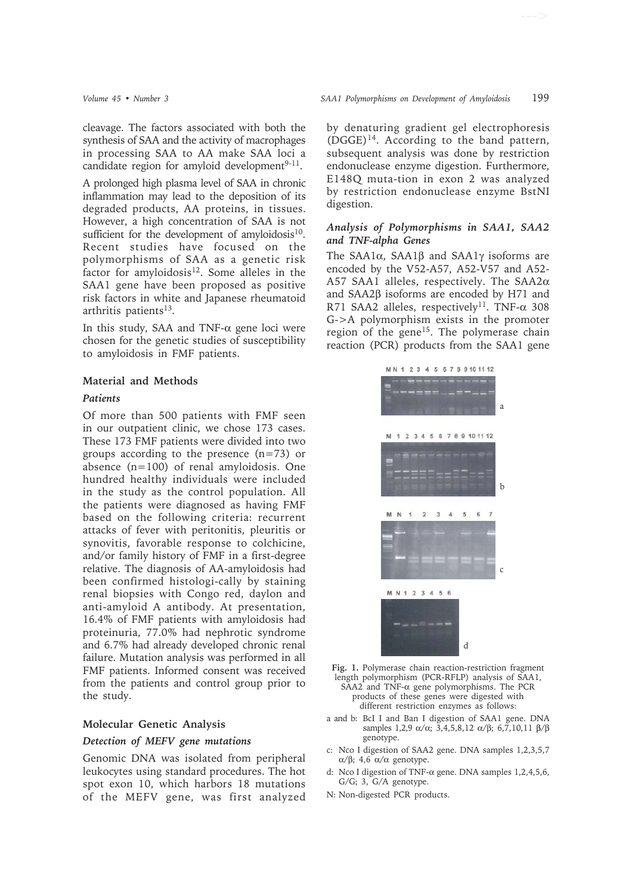cleavage. The factors associated with both the synthesis of SAA and the activity of macrophages in processing SAA to AA make SAA loci a candidate region for amyloid development[9-11].

A prolonged high plasma level of SAA in chronic inflammation may lead to the deposition of its degraded products, AA proteins, in tissues. However, a high concentration of SAA is not sufficient for the development of amyloidosis[10]. Recent studies have focused on the polymorphisms of SAA as a genetic risk factor for amyloidosis[12]. Some alleles in the SAA1 gene have been proposed as positive risk factors in white and Japanese rheumatoid arthritis patients[13].

In this study, SAA and TNF-α gene loci were chosen for the genetic studies of susceptibility to amyloidosis in FMF patients.

## Material and Methods

### *Patients*

Of more than 500 patients with FMF seen in our outpatient clinic, we chose 173 cases. These 173 FMF patients were divided into two groups according to the presence (n=73) or absence (n=100) of renal amyloidosis. One hundred healthy individuals were included in the study as the control population. All the patients were diagnosed as having FMF based on the following criteria: recurrent attacks of fever with peritonitis, pleuritis or synovitis, favorable response to colchicine, and/or family history of FMF in a first-degree relative. The diagnosis of AA-amyloidosis had been confirmed histologi-cally by staining renal biopsies with Congo red, daylon and anti-amyloid A antibody. At presentation, 16.4% of FMF patients with amyloidosis had proteinuria, 77.0% had nephrotic syndrome and 6.7% had already developed chronic renal failure. Mutation analysis was performed in all FMF patients. Informed consent was received from the patients and control group prior to the study.

## Molecular Genetic Analysis

### *Detection of MEFV gene mutations*

Genomic DNA was isolated from peripheral leukocytes using standard procedures. The hot spot exon 10, which harbors 18 mutations of the MEFV gene, was first analyzed by denaturing gradient gel electrophoresis (DGGE)[14]. According to the band pattern, subsequent analysis was done by restriction endonuclease enzyme digestion. Furthermore, E148Q muta-tion in exon 2 was analyzed by restriction endonuclease enzyme BstNI digestion.

### *Analysis of Polymorphisms in SAA1, SAA2 and TNF-alpha Genes*

The SAA1α, SAA1β and SAA1γ isoforms are encoded by the V52-A57, A52-V57 and A52-A57 SAA1 alleles, respectively. The SAA2α and SAA2β isoforms are encoded by H71 and R71 SAA2 alleles, respectively[11]. TNF-α 308 G->A polymorphism exists in the promoter region of the gene[15]. The polymerase chain reaction (PCR) products from the SAA1 gene

**Fig. 1.** Polymerase chain reaction-restriction fragment length polymorphism (PCR-RFLP) analysis of SAA1, SAA2 and TNF-α gene polymorphisms. The PCR products of these genes were digested with different restriction enzymes as follows:

- a and b: BcI I and Ban I digestion of SAA1 gene. DNA samples 1,2,9 α/α; 3,4,5,8,12 α/β; 6,7,10,11 β/β genotype.
- c: Nco I digestion of SAA2 gene. DNA samples 1,2,3,5,7 α/β; 4,6 α/α genotype.
- d: Nco I digestion of TNF-α gene. DNA samples 1,2,4,5,6, G/G; 3, G/A genotype.
- N: Non-digested PCR products.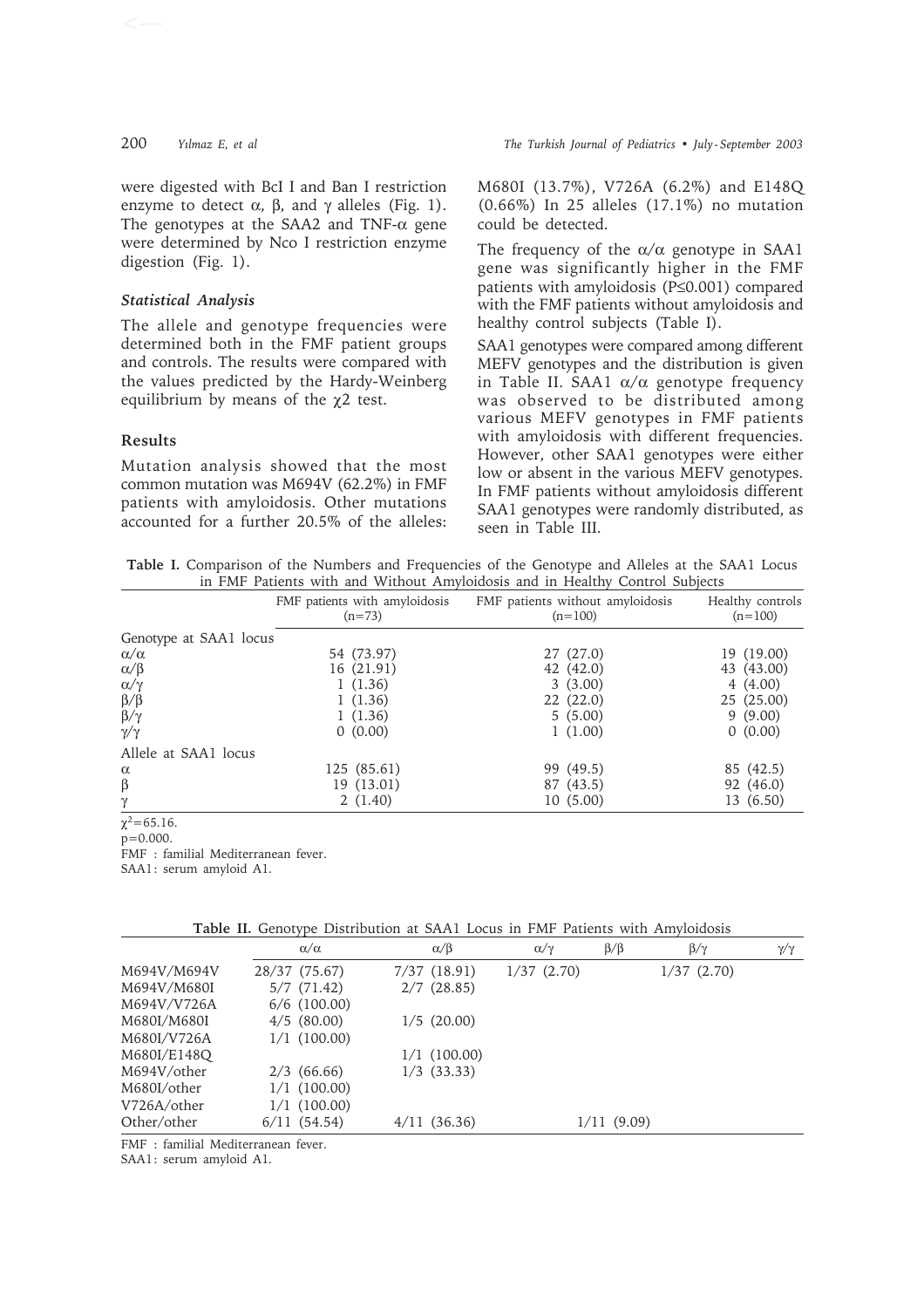were digested with BcI I and Ban I restriction enzyme to detect α, β, and γ alleles (Fig. 1). The genotypes at the SAA2 and TNF-α gene were determined by Nco I restriction enzyme digestion (Fig. 1).

### *Statistical Analysis*

The allele and genotype frequencies were determined both in the FMF patient groups and controls. The results were compared with the values predicted by the Hardy-Weinberg equilibrium by means of the $\chi 2$ test.

## Results

Mutation analysis showed that the most common mutation was M694V (62.2%) in FMF patients with amyloidosis. Other mutations accounted for a further 20.5% of the alleles: M680I (13.7%), V726A (6.2%) and E148Q (0.66%) In 25 alleles (17.1%) no mutation could be detected.

The frequency of the α/α genotype in SAA1 gene was significantly higher in the FMF patients with amyloidosis (P≤0.001) compared with the FMF patients without amyloidosis and healthy control subjects (Table I).

SAA1 genotypes were compared among different MEFV genotypes and the distribution is given in Table II. SAA1 α/α genotype frequency was observed to be distributed among various MEFV genotypes in FMF patients with amyloidosis with different frequencies. However, other SAA1 genotypes were either low or absent in the various MEFV genotypes. In FMF patients without amyloidosis different SAA1 genotypes were randomly distributed, as seen in Table III.

**Table I.** Comparison of the Numbers and Frequencies of the Genotype and Alleles at the SAA1 Locus in FMF Patients with and Without Amyloidosis and in Healthy Control Subjects

| | FMF patients with amyloidosis (n=73) | FMF patients without amyloidosis (n=100) | Healthy controls (n=100) |
|---|---|---|---|
| Genotype at SAA1 locus | | | |
| α/α | 54 (73.97) | 27 (27.0) | 19 (19.00) |
| α/β | 16 (21.91) | 42 (42.0) | 43 (43.00) |
| α/γ | 1 (1.36) | 3 (3.00) | 4 (4.00) |
| β/β | 1 (1.36) | 22 (22.0) | 25 (25.00) |
| β/γ | 1 (1.36) | 5 (5.00) | 9 (9.00) |
| γ/γ | 0 (0.00) | 1 (1.00) | 0 (0.00) |
| Allele at SAA1 locus | | | |
| α | 125 (85.61) | 99 (49.5) | 85 (42.5) |
| β | 19 (13.01) | 87 (43.5) | 92 (46.0) |
| γ | 2 (1.40) | 10 (5.00) | 13 (6.50) |

$\chi^2=65.16$.
p=0.000.
FMF : familial Mediterranean fever.
SAA1: serum amyloid A1.

**Table II.** Genotype Distribution at SAA1 Locus in FMF Patients with Amyloidosis

| | α/α | α/β | α/γ | β/β | β/γ | γ/γ |
|---|---|---|---|---|---|---|
| M694V/M694V | 28/37 (75.67) | 7/37 (18.91) | 1/37 (2.70) | | 1/37 (2.70) | |
| M694V/M680I | 5/7 (71.42) | 2/7 (28.85) | | | | |
| M694V/V726A | 6/6 (100.00) | | | | | |
| M680I/M680I | 4/5 (80.00) | 1/5 (20.00) | | | | |
| M680I/V726A | 1/1 (100.00) | | | | | |
| M680I/E148Q | | 1/1 (100.00) | | | | |
| M694V/other | 2/3 (66.66) | 1/3 (33.33) | | | | |
| M680I/other | 1/1 (100.00) | | | | | |
| V726A/other | 1/1 (100.00) | | | | | |
| Other/other | 6/11 (54.54) | 4/11 (36.36) | | 1/11 (9.09) | | |

FMF : familial Mediterranean fever.
SAA1: serum amyloid A1.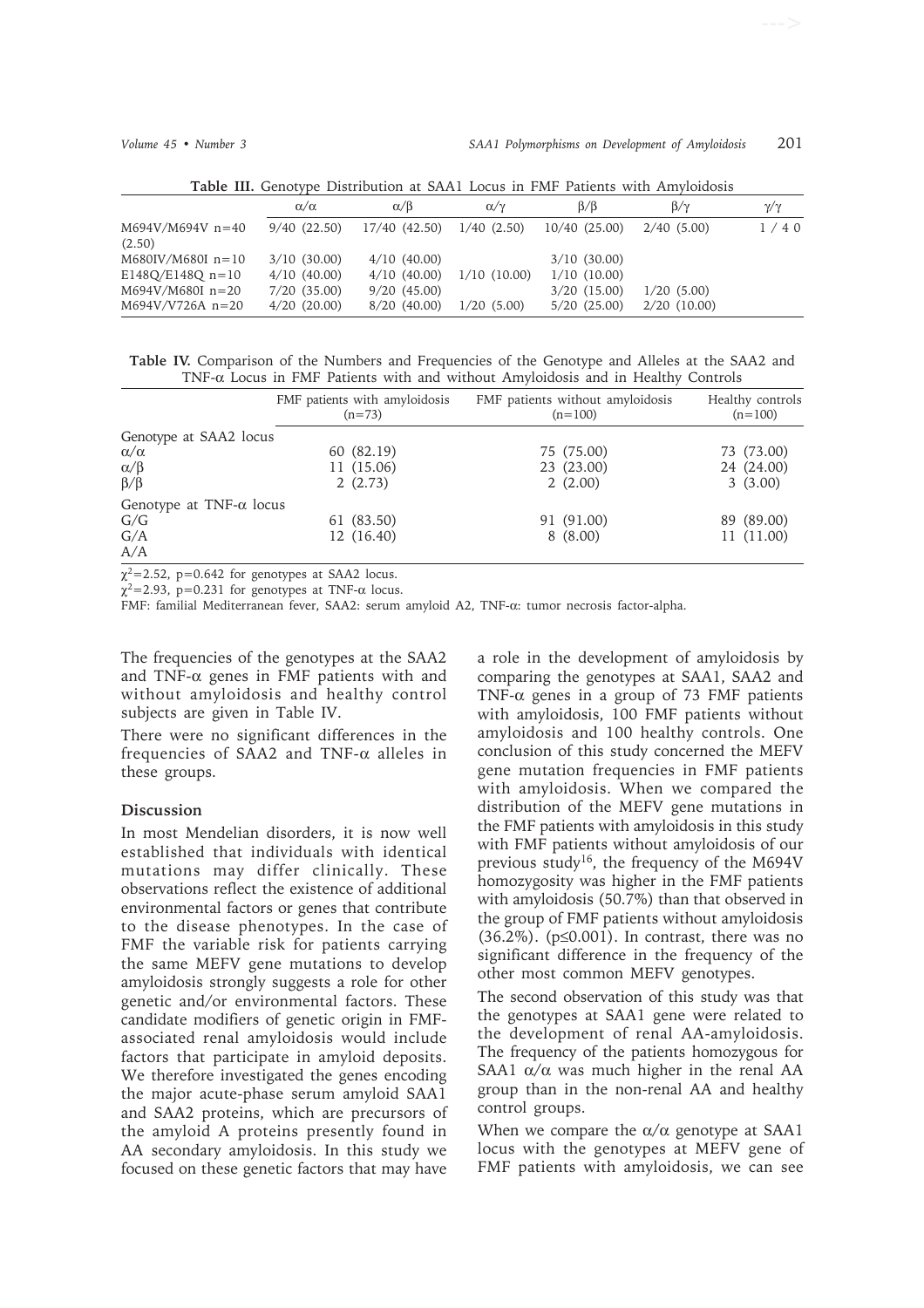**Table III.** Genotype Distribution at SAA1 Locus in FMF Patients with Amyloidosis

| | α/α | α/β | α/γ | β/β | β/γ | γ/γ |
|---|---|---|---|---|---|---|
| M694V/M694V n=40 | 9/40 (22.50) | 17/40 (42.50) | 1/40 (2.50) | 10/40 (25.00) | 2/40 (5.00) | 1/40 (2.50) |
| M680IV/M680I n=10 | 3/10 (30.00) | 4/10 (40.00) | | 3/10 (30.00) | | |
| E148Q/E148Q n=10 | 4/10 (40.00) | 4/10 (40.00) | 1/10 (10.00) | 1/10 (10.00) | | |
| M694V/M680I n=20 | 7/20 (35.00) | 9/20 (45.00) | | 3/20 (15.00) | 1/20 (5.00) | |
| M694V/V726A n=20 | 4/20 (20.00) | 8/20 (40.00) | 1/20 (5.00) | 5/20 (25.00) | 2/20 (10.00) | |

**Table IV.** Comparison of the Numbers and Frequencies of the Genotype and Alleles at the SAA2 and TNF-α Locus in FMF Patients with and without Amyloidosis and in Healthy Controls

| | FMF patients with amyloidosis (n=73) | FMF patients without amyloidosis (n=100) | Healthy controls (n=100) |
|---|---|---|---|
| Genotype at SAA2 locus | | | |
| α/α | 60 (82.19) | 75 (75.00) | 73 (73.00) |
| α/β | 11 (15.06) | 23 (23.00) | 24 (24.00) |
| β/β | 2 (2.73) | 2 (2.00) | 3 (3.00) |
| Genotype at TNF-α locus | | | |
| G/G | 61 (83.50) | 91 (91.00) | 89 (89.00) |
| G/A | 12 (16.40) | 8 (8.00) | 11 (11.00) |
| A/A | | | |

$\chi^2=2.52$, $p=0.642$ for genotypes at SAA2 locus.
$\chi^2=2.93$, $p=0.231$ for genotypes at TNF-α locus.
FMF: familial Mediterranean fever, SAA2: serum amyloid A2, TNF-α: tumor necrosis factor-alpha.

The frequencies of the genotypes at the SAA2 and TNF-α genes in FMF patients with and without amyloidosis and healthy control subjects are given in Table IV.

There were no significant differences in the frequencies of SAA2 and TNF-α alleles in these groups.

### Discussion

In most Mendelian disorders, it is now well established that individuals with identical mutations may differ clinically. These observations reflect the existence of additional environmental factors or genes that contribute to the disease phenotypes. In the case of FMF the variable risk for patients carrying the same MEFV gene mutations to develop amyloidosis strongly suggests a role for other genetic and/or environmental factors. These candidate modifiers of genetic origin in FMF-associated renal amyloidosis would include factors that participate in amyloid deposits. We therefore investigated the genes encoding the major acute-phase serum amyloid SAA1 and SAA2 proteins, which are precursors of the amyloid A proteins presently found in AA secondary amyloidosis. In this study we focused on these genetic factors that may have a role in the development of amyloidosis by comparing the genotypes at SAA1, SAA2 and TNF-α genes in a group of 73 FMF patients with amyloidosis, 100 FMF patients without amyloidosis and 100 healthy controls. One conclusion of this study concerned the MEFV gene mutation frequencies in FMF patients with amyloidosis. When we compared the distribution of the MEFV gene mutations in the FMF patients with amyloidosis in this study with FMF patients without amyloidosis of our previous study[16], the frequency of the M694V homozygosity was higher in the FMF patients with amyloidosis (50.7%) than that observed in the group of FMF patients without amyloidosis (36.2%). ($p\leq0.001$). In contrast, there was no significant difference in the frequency of the other most common MEFV genotypes.

The second observation of this study was that the genotypes at SAA1 gene were related to the development of renal AA-amyloidosis. The frequency of the patients homozygous for SAA1 α/α was much higher in the renal AA group than in the non-renal AA and healthy control groups.

When we compare the α/α genotype at SAA1 locus with the genotypes at MEFV gene of FMF patients with amyloidosis, we can see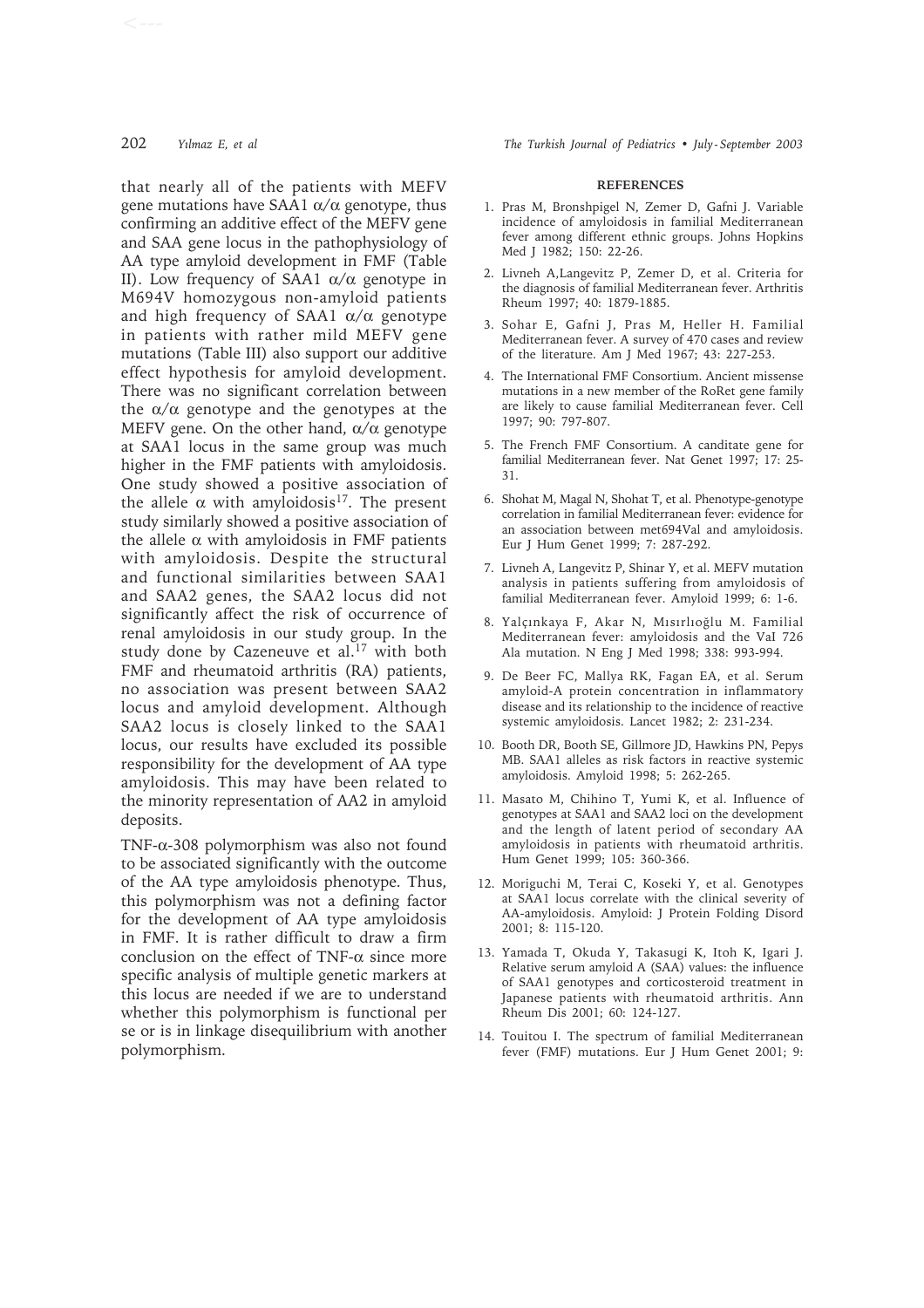that nearly all of the patients with MEFV gene mutations have SAA1 $\alpha/\alpha$ genotype, thus confirming an additive effect of the MEFV gene and SAA gene locus in the pathophysiology of AA type amyloid development in FMF (Table II). Low frequency of SAA1 $\alpha/\alpha$ genotype in M694V homozygous non-amyloid patients and high frequency of SAA1 $\alpha/\alpha$ genotype in patients with rather mild MEFV gene mutations (Table III) also support our additive effect hypothesis for amyloid development. There was no significant correlation between the $\alpha/\alpha$ genotype and the genotypes at the MEFV gene. On the other hand, $\alpha/\alpha$ genotype at SAA1 locus in the same group was much higher in the FMF patients with amyloidosis. One study showed a positive association of the allele $\alpha$ with amyloidosis[17]. The present study similarly showed a positive association of the allele $\alpha$ with amyloidosis in FMF patients with amyloidosis. Despite the structural and functional similarities between SAA1 and SAA2 genes, the SAA2 locus did not significantly affect the risk of occurrence of renal amyloidosis in our study group. In the study done by Cazeneuve et al.[17] with both FMF and rheumatoid arthritis (RA) patients, no association was present between SAA2 locus and amyloid development. Although SAA2 locus is closely linked to the SAA1 locus, our results have excluded its possible responsibility for the development of AA type amyloidosis. This may have been related to the minority representation of AA2 in amyloid deposits.

TNF-$\alpha$-308 polymorphism was also not found to be associated significantly with the outcome of the AA type amyloidosis phenotype. Thus, this polymorphism was not a defining factor for the development of AA type amyloidosis in FMF. It is rather difficult to draw a firm conclusion on the effect of TNF-$\alpha$ since more specific analysis of multiple genetic markers at this locus are needed if we are to understand whether this polymorphism is functional per se or is in linkage disequilibrium with another polymorphism.

## REFERENCES

1. Pras M, Bronshpigel N, Zemer D, Gafni J. Variable incidence of amyloidosis in familial Mediterranean fever among different ethnic groups. Johns Hopkins Med J 1982; 150: 22-26.
2. Livneh A,Langevitz P, Zemer D, et al. Criteria for the diagnosis of familial Mediterranean fever. Arthritis Rheum 1997; 40: 1879-1885.
3. Sohar E, Gafni J, Pras M, Heller H. Familial Mediterranean fever. A survey of 470 cases and review of the literature. Am J Med 1967; 43: 227-253.
4. The International FMF Consortium. Ancient missense mutations in a new member of the RoRet gene family are likely to cause familial Mediterranean fever. Cell 1997; 90: 797-807.
5. The French FMF Consortium. A canditate gene for familial Mediterranean fever. Nat Genet 1997; 17: 25-31.
6. Shohat M, Magal N, Shohat T, et al. Phenotype-genotype correlation in familial Mediterranean fever: evidence for an association between met694Val and amyloidosis. Eur J Hum Genet 1999; 7: 287-292.
7. Livneh A, Langevitz P, Shinar Y, et al. MEFV mutation analysis in patients suffering from amyloidosis of familial Mediterranean fever. Amyloid 1999; 6: 1-6.
8. Yalçınkaya F, Akar N, Mısırlıoğlu M. Familial Mediterranean fever: amyloidosis and the VaI 726 Ala mutation. N Eng J Med 1998; 338: 993-994.
9. De Beer FC, Mallya RK, Fagan EA, et al. Serum amyloid-A protein concentration in inflammatory disease and its relationship to the incidence of reactive systemic amyloidosis. Lancet 1982; 2: 231-234.
10. Booth DR, Booth SE, Gillmore JD, Hawkins PN, Pepys MB. SAA1 alleles as risk factors in reactive systemic amyloidosis. Amyloid 1998; 5: 262-265.
11. Masato M, Chihino T, Yumi K, et al. Influence of genotypes at SAA1 and SAA2 loci on the development and the length of latent period of secondary AA amyloidosis in patients with rheumatoid arthritis. Hum Genet 1999; 105: 360-366.
12. Moriguchi M, Terai C, Koseki Y, et al. Genotypes at SAA1 locus correlate with the clinical severity of AA-amyloidosis. Amyloid: J Protein Folding Disord 2001; 8: 115-120.
13. Yamada T, Okuda Y, Takasugi K, Itoh K, Igari J. Relative serum amyloid A (SAA) values: the influence of SAA1 genotypes and corticosteroid treatment in Japanese patients with rheumatoid arthritis. Ann Rheum Dis 2001; 60: 124-127.
14. Touitou I. The spectrum of familial Mediterranean fever (FMF) mutations. Eur J Hum Genet 2001; 9: